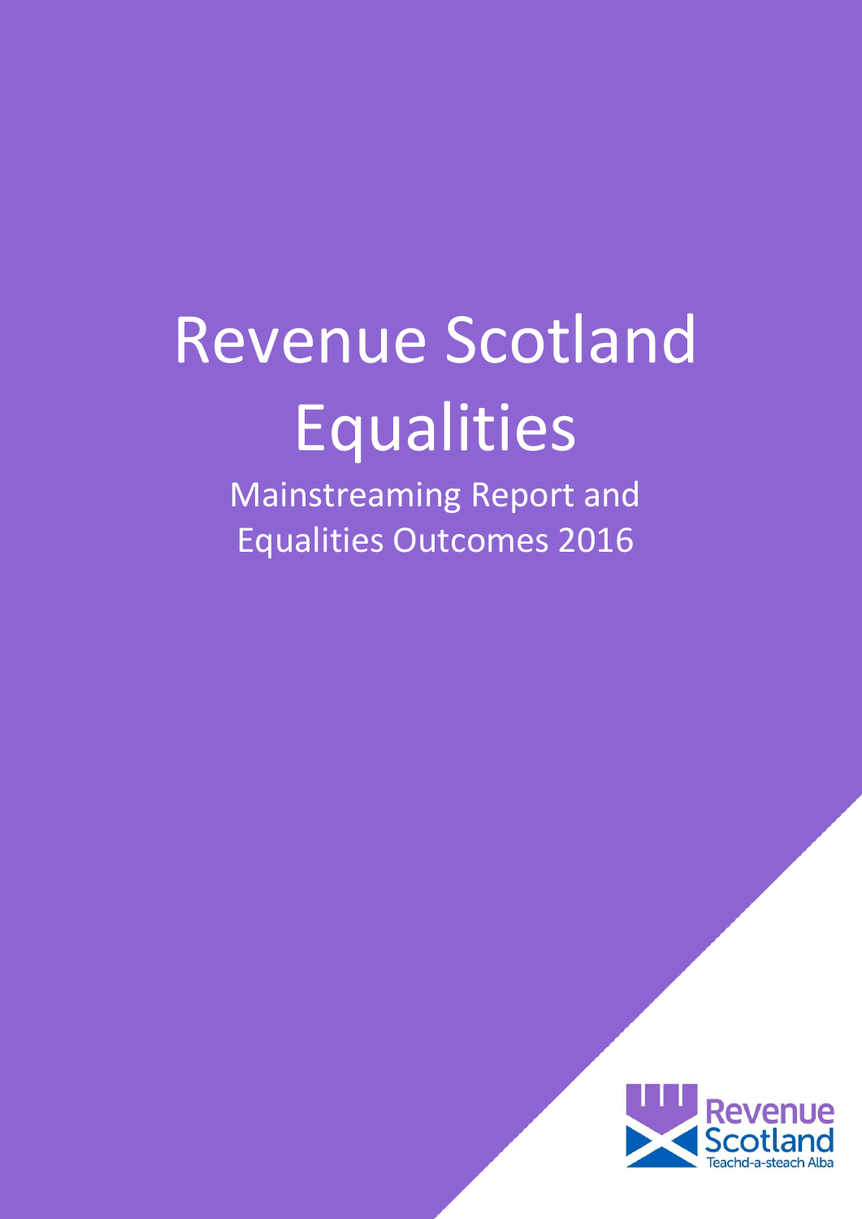# Revenue Scotland Equalities

## Mainstreaming Report and Equalities Outcomes 2016

Revenue Scotland
Teachd-a-steach Alba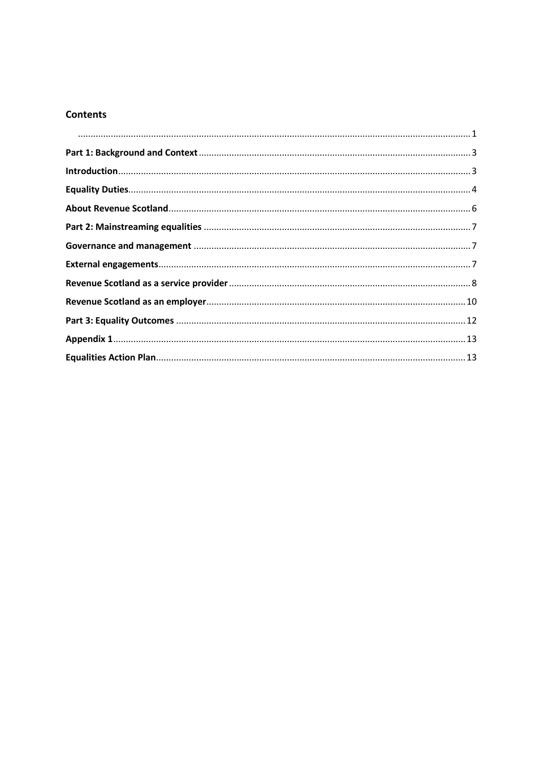## Contents

.......... 1

**Part 1: Background and Context** .......... 3

**Introduction** .......... 3

**Equality Duties** .......... 4

**About Revenue Scotland** .......... 6

**Part 2: Mainstreaming equalities** .......... 7

**Governance and management** .......... 7

**External engagements** .......... 7

**Revenue Scotland as a service provider** .......... 8

**Revenue Scotland as an employer** .......... 10

**Part 3: Equality Outcomes** .......... 12

**Appendix 1** .......... 13

**Equalities Action Plan** .......... 13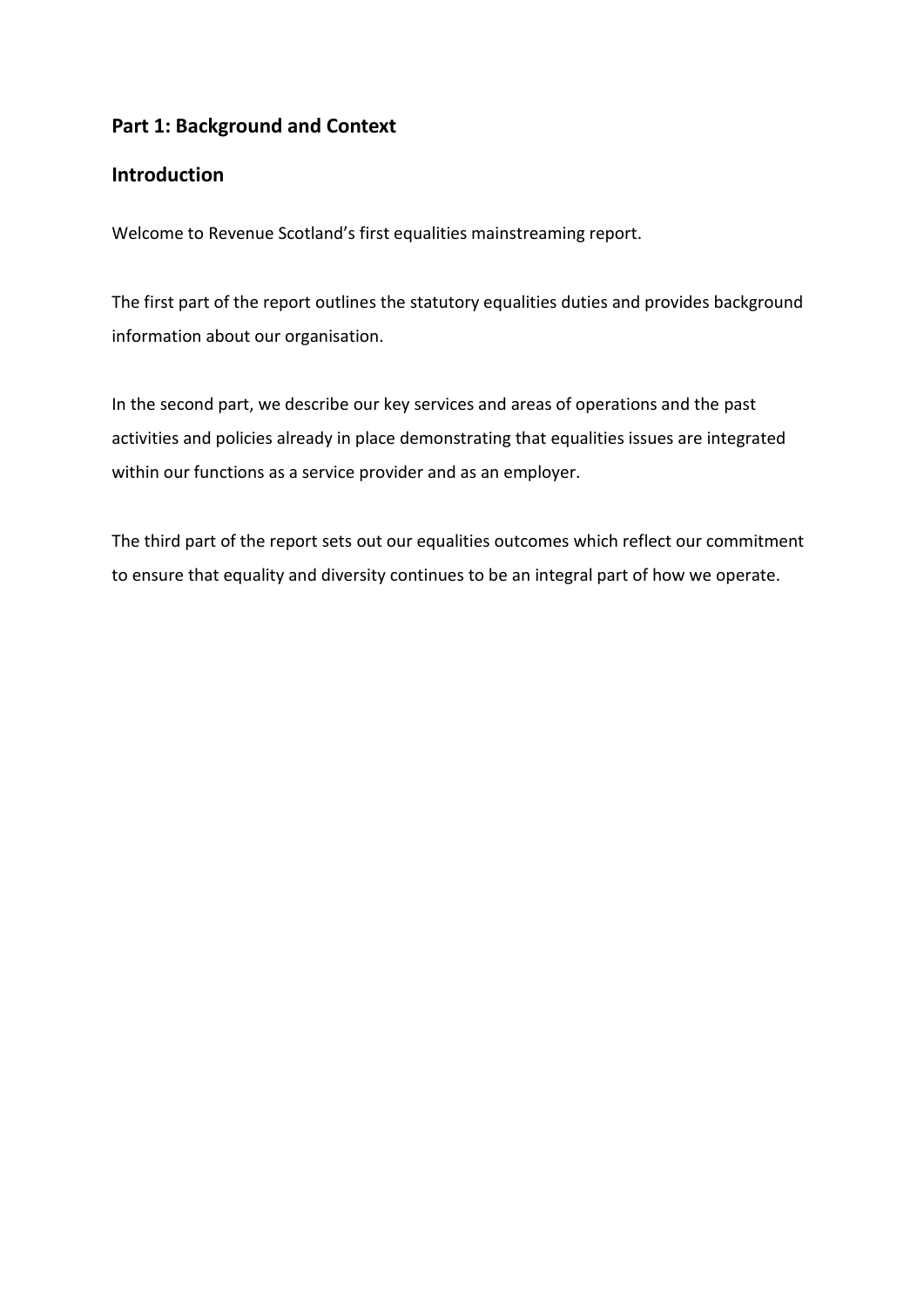## Part 1: Background and Context

## Introduction

Welcome to Revenue Scotland’s first equalities mainstreaming report.

The first part of the report outlines the statutory equalities duties and provides background information about our organisation.

In the second part, we describe our key services and areas of operations and the past activities and policies already in place demonstrating that equalities issues are integrated within our functions as a service provider and as an employer.

The third part of the report sets out our equalities outcomes which reflect our commitment to ensure that equality and diversity continues to be an integral part of how we operate.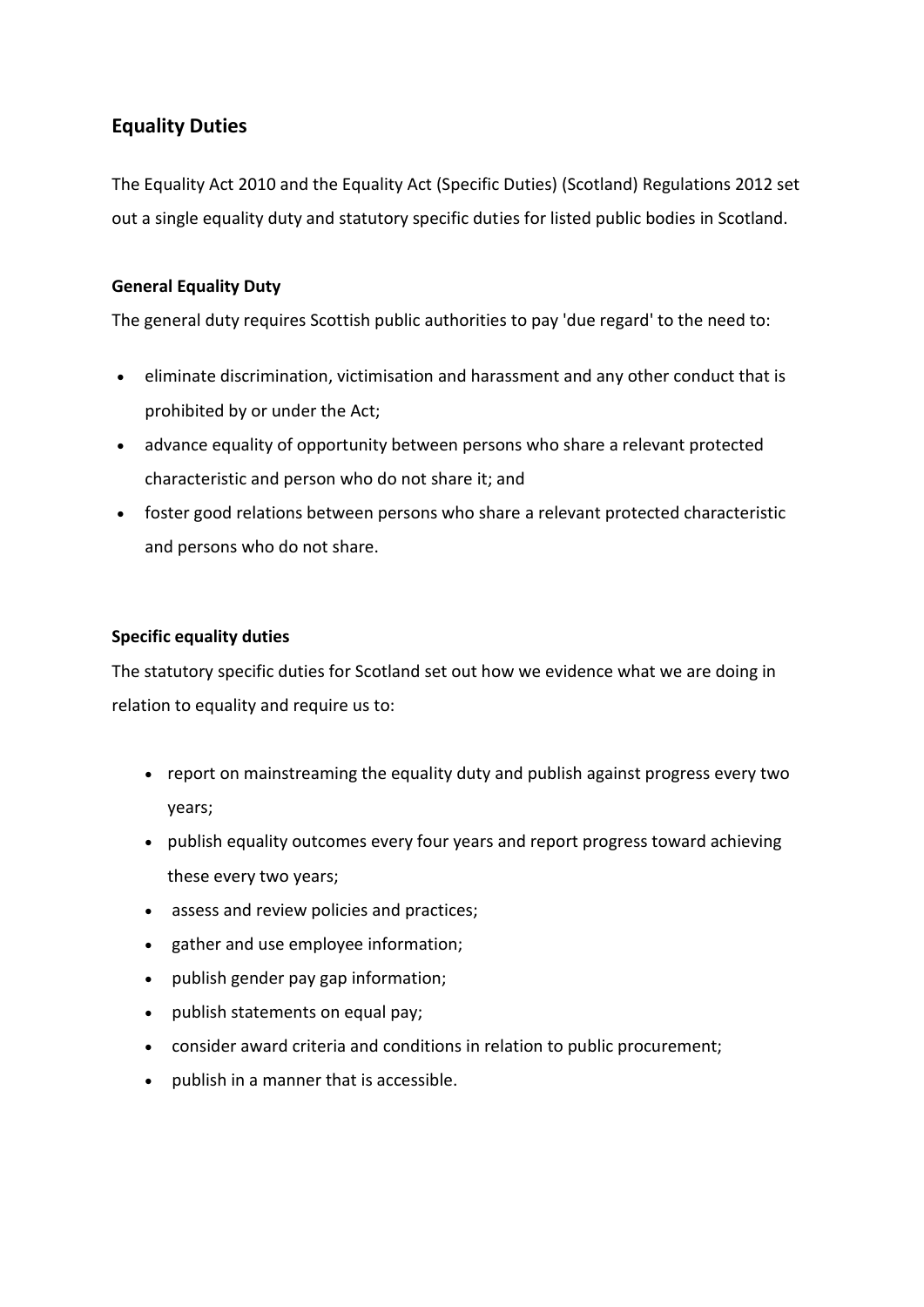## Equality Duties

The Equality Act 2010 and the Equality Act (Specific Duties) (Scotland) Regulations 2012 set out a single equality duty and statutory specific duties for listed public bodies in Scotland.

**General Equality Duty**

The general duty requires Scottish public authorities to pay 'due regard' to the need to:

- eliminate discrimination, victimisation and harassment and any other conduct that is prohibited by or under the Act;
- advance equality of opportunity between persons who share a relevant protected characteristic and person who do not share it; and
- foster good relations between persons who share a relevant protected characteristic and persons who do not share.

**Specific equality duties**

The statutory specific duties for Scotland set out how we evidence what we are doing in relation to equality and require us to:

- report on mainstreaming the equality duty and publish against progress every two years;
- publish equality outcomes every four years and report progress toward achieving these every two years;
- assess and review policies and practices;
- gather and use employee information;
- publish gender pay gap information;
- publish statements on equal pay;
- consider award criteria and conditions in relation to public procurement;
- publish in a manner that is accessible.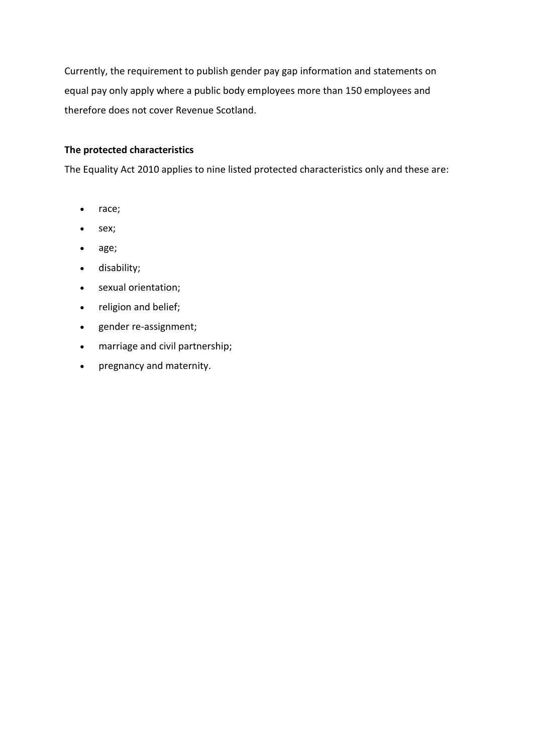Currently, the requirement to publish gender pay gap information and statements on equal pay only apply where a public body employees more than 150 employees and therefore does not cover Revenue Scotland.

**The protected characteristics**

The Equality Act 2010 applies to nine listed protected characteristics only and these are:

- race;
- sex;
- age;
- disability;
- sexual orientation;
- religion and belief;
- gender re-assignment;
- marriage and civil partnership;
- pregnancy and maternity.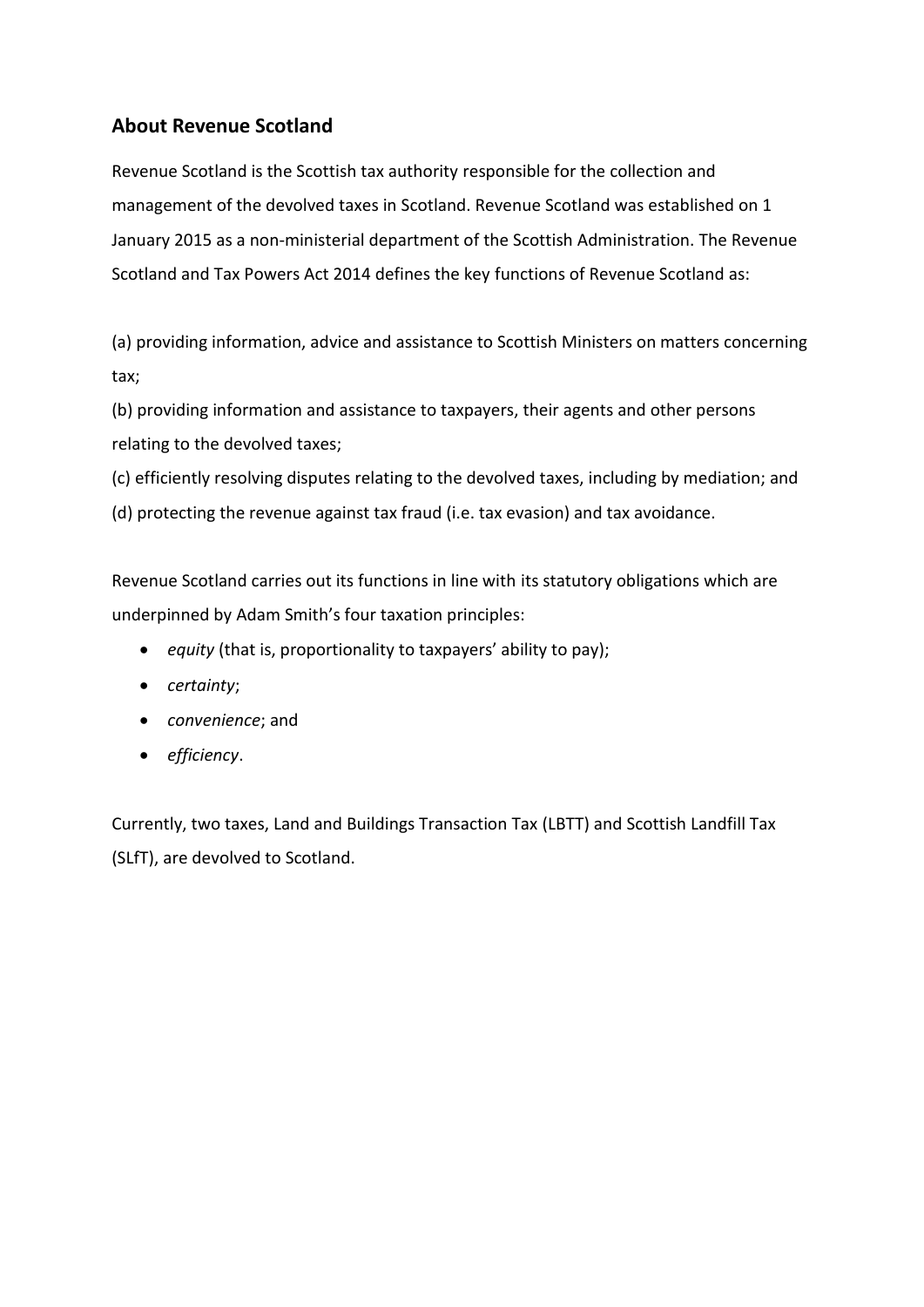## About Revenue Scotland

Revenue Scotland is the Scottish tax authority responsible for the collection and management of the devolved taxes in Scotland. Revenue Scotland was established on 1 January 2015 as a non-ministerial department of the Scottish Administration. The Revenue Scotland and Tax Powers Act 2014 defines the key functions of Revenue Scotland as:

(a) providing information, advice and assistance to Scottish Ministers on matters concerning tax;
(b) providing information and assistance to taxpayers, their agents and other persons relating to the devolved taxes;
(c) efficiently resolving disputes relating to the devolved taxes, including by mediation; and
(d) protecting the revenue against tax fraud (i.e. tax evasion) and tax avoidance.

Revenue Scotland carries out its functions in line with its statutory obligations which are underpinned by Adam Smith's four taxation principles:

- *equity* (that is, proportionality to taxpayers' ability to pay);
- *certainty*;
- *convenience*; and
- *efficiency*.

Currently, two taxes, Land and Buildings Transaction Tax (LBTT) and Scottish Landfill Tax (SLfT), are devolved to Scotland.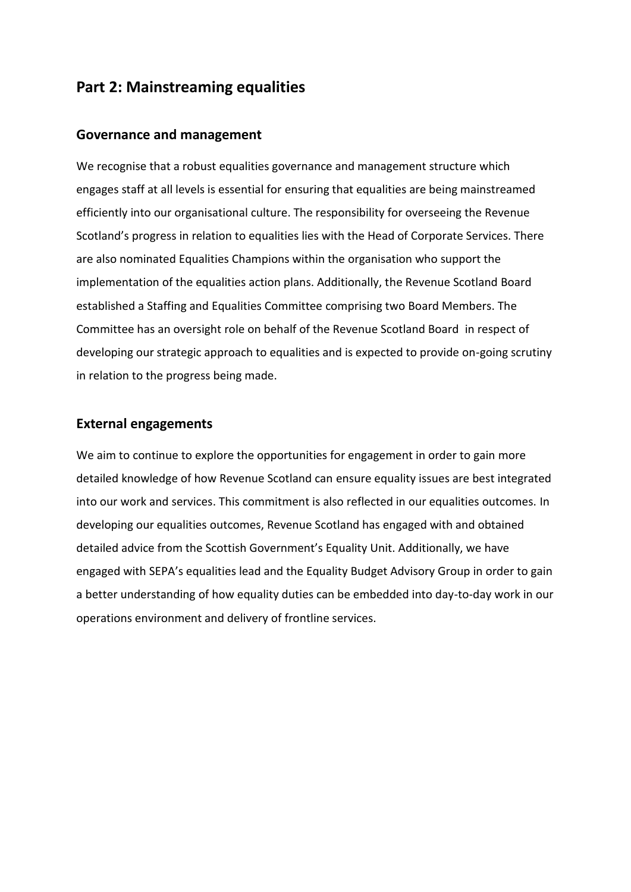# Part 2: Mainstreaming equalities

## Governance and management

We recognise that a robust equalities governance and management structure which engages staff at all levels is essential for ensuring that equalities are being mainstreamed efficiently into our organisational culture. The responsibility for overseeing the Revenue Scotland's progress in relation to equalities lies with the Head of Corporate Services. There are also nominated Equalities Champions within the organisation who support the implementation of the equalities action plans. Additionally, the Revenue Scotland Board established a Staffing and Equalities Committee comprising two Board Members. The Committee has an oversight role on behalf of the Revenue Scotland Board in respect of developing our strategic approach to equalities and is expected to provide on-going scrutiny in relation to the progress being made.

## External engagements

We aim to continue to explore the opportunities for engagement in order to gain more detailed knowledge of how Revenue Scotland can ensure equality issues are best integrated into our work and services. This commitment is also reflected in our equalities outcomes. In developing our equalities outcomes, Revenue Scotland has engaged with and obtained detailed advice from the Scottish Government's Equality Unit. Additionally, we have engaged with SEPA's equalities lead and the Equality Budget Advisory Group in order to gain a better understanding of how equality duties can be embedded into day-to-day work in our operations environment and delivery of frontline services.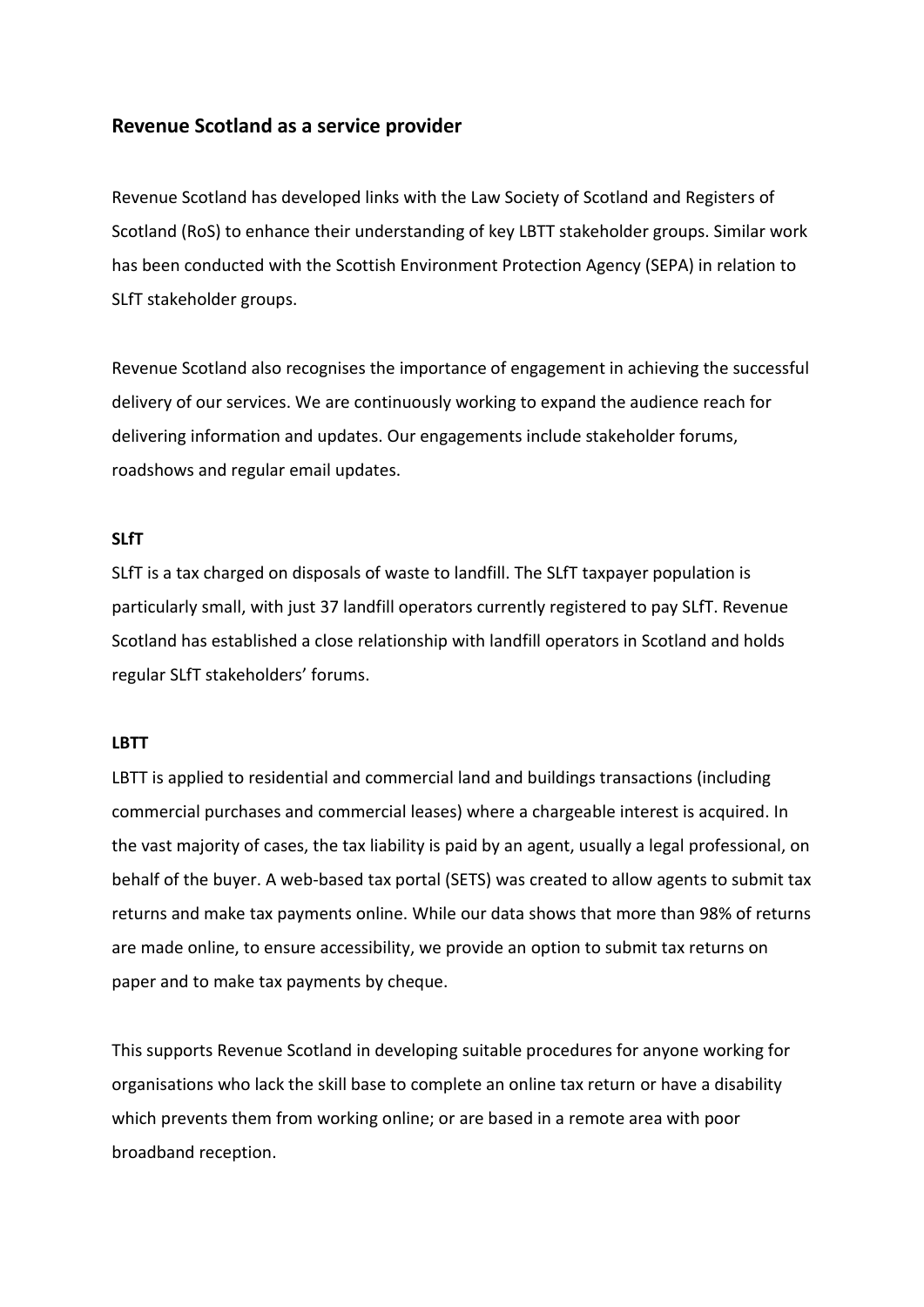## Revenue Scotland as a service provider

Revenue Scotland has developed links with the Law Society of Scotland and Registers of Scotland (RoS) to enhance their understanding of key LBTT stakeholder groups. Similar work has been conducted with the Scottish Environment Protection Agency (SEPA) in relation to SLfT stakeholder groups.

Revenue Scotland also recognises the importance of engagement in achieving the successful delivery of our services. We are continuously working to expand the audience reach for delivering information and updates. Our engagements include stakeholder forums, roadshows and regular email updates.

### SLfT

SLfT is a tax charged on disposals of waste to landfill. The SLfT taxpayer population is particularly small, with just 37 landfill operators currently registered to pay SLfT. Revenue Scotland has established a close relationship with landfill operators in Scotland and holds regular SLfT stakeholders' forums.

### LBTT

LBTT is applied to residential and commercial land and buildings transactions (including commercial purchases and commercial leases) where a chargeable interest is acquired. In the vast majority of cases, the tax liability is paid by an agent, usually a legal professional, on behalf of the buyer. A web-based tax portal (SETS) was created to allow agents to submit tax returns and make tax payments online. While our data shows that more than 98% of returns are made online, to ensure accessibility, we provide an option to submit tax returns on paper and to make tax payments by cheque.

This supports Revenue Scotland in developing suitable procedures for anyone working for organisations who lack the skill base to complete an online tax return or have a disability which prevents them from working online; or are based in a remote area with poor broadband reception.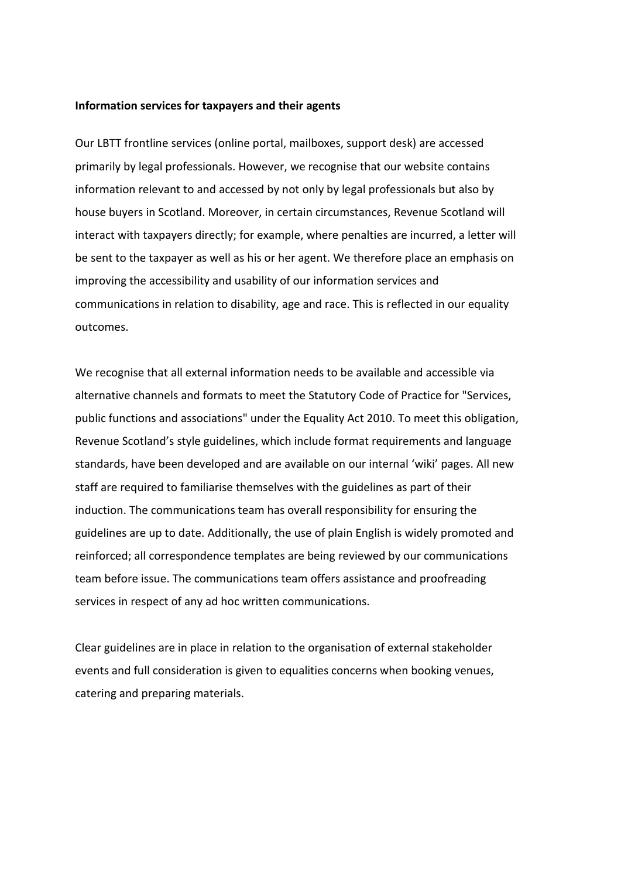**Information services for taxpayers and their agents**

Our LBTT frontline services (online portal, mailboxes, support desk) are accessed primarily by legal professionals. However, we recognise that our website contains information relevant to and accessed by not only by legal professionals but also by house buyers in Scotland. Moreover, in certain circumstances, Revenue Scotland will interact with taxpayers directly; for example, where penalties are incurred, a letter will be sent to the taxpayer as well as his or her agent. We therefore place an emphasis on improving the accessibility and usability of our information services and communications in relation to disability, age and race. This is reflected in our equality outcomes.

We recognise that all external information needs to be available and accessible via alternative channels and formats to meet the Statutory Code of Practice for "Services, public functions and associations" under the Equality Act 2010. To meet this obligation, Revenue Scotland's style guidelines, which include format requirements and language standards, have been developed and are available on our internal 'wiki' pages. All new staff are required to familiarise themselves with the guidelines as part of their induction. The communications team has overall responsibility for ensuring the guidelines are up to date. Additionally, the use of plain English is widely promoted and reinforced; all correspondence templates are being reviewed by our communications team before issue. The communications team offers assistance and proofreading services in respect of any ad hoc written communications.

Clear guidelines are in place in relation to the organisation of external stakeholder events and full consideration is given to equalities concerns when booking venues, catering and preparing materials.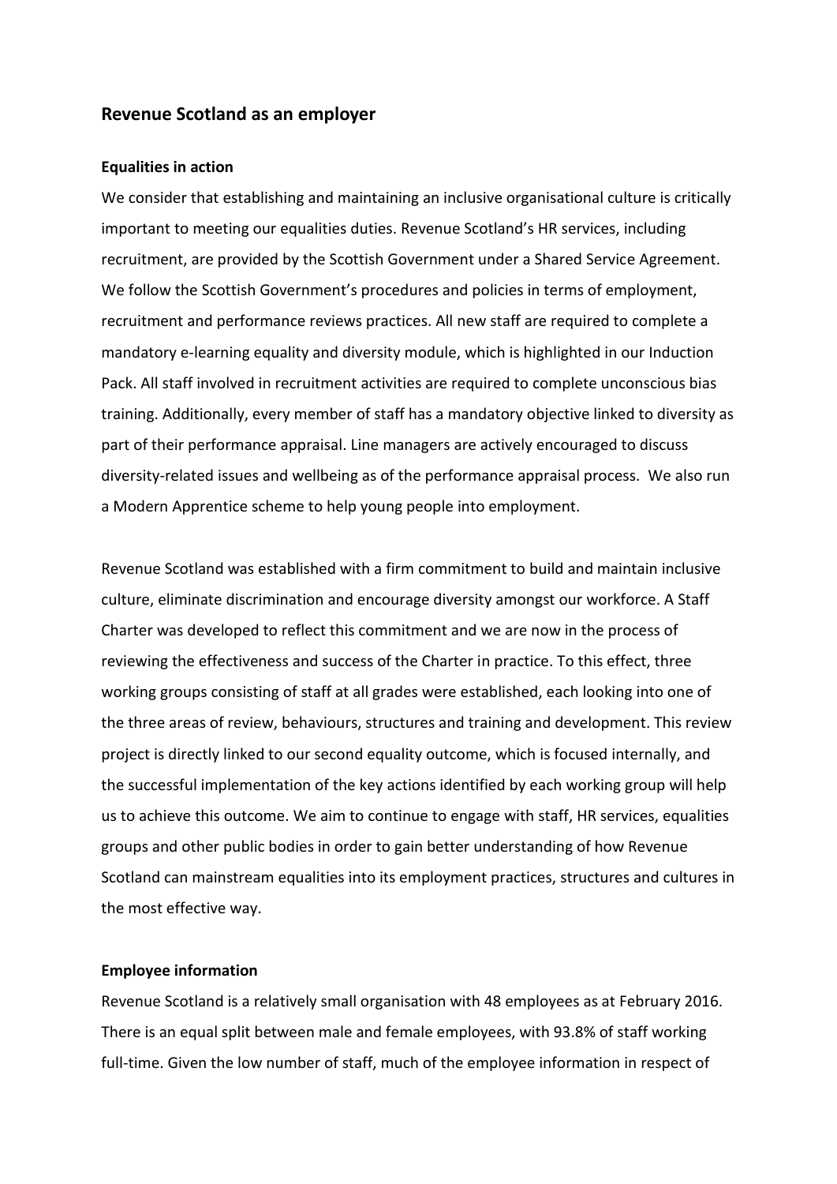## Revenue Scotland as an employer

### Equalities in action

We consider that establishing and maintaining an inclusive organisational culture is critically important to meeting our equalities duties. Revenue Scotland's HR services, including recruitment, are provided by the Scottish Government under a Shared Service Agreement. We follow the Scottish Government's procedures and policies in terms of employment, recruitment and performance reviews practices. All new staff are required to complete a mandatory e-learning equality and diversity module, which is highlighted in our Induction Pack. All staff involved in recruitment activities are required to complete unconscious bias training. Additionally, every member of staff has a mandatory objective linked to diversity as part of their performance appraisal. Line managers are actively encouraged to discuss diversity-related issues and wellbeing as of the performance appraisal process. We also run a Modern Apprentice scheme to help young people into employment.

Revenue Scotland was established with a firm commitment to build and maintain inclusive culture, eliminate discrimination and encourage diversity amongst our workforce. A Staff Charter was developed to reflect this commitment and we are now in the process of reviewing the effectiveness and success of the Charter in practice. To this effect, three working groups consisting of staff at all grades were established, each looking into one of the three areas of review, behaviours, structures and training and development. This review project is directly linked to our second equality outcome, which is focused internally, and the successful implementation of the key actions identified by each working group will help us to achieve this outcome. We aim to continue to engage with staff, HR services, equalities groups and other public bodies in order to gain better understanding of how Revenue Scotland can mainstream equalities into its employment practices, structures and cultures in the most effective way.

### Employee information

Revenue Scotland is a relatively small organisation with 48 employees as at February 2016. There is an equal split between male and female employees, with 93.8% of staff working full-time. Given the low number of staff, much of the employee information in respect of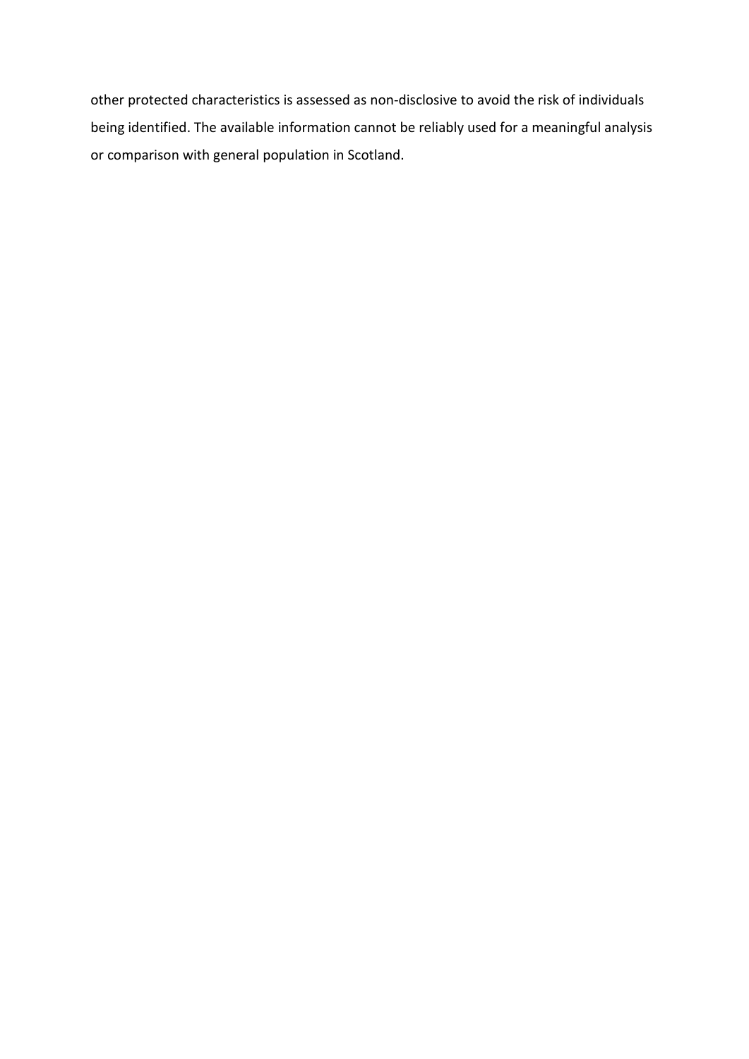other protected characteristics is assessed as non-disclosive to avoid the risk of individuals being identified. The available information cannot be reliably used for a meaningful analysis or comparison with general population in Scotland.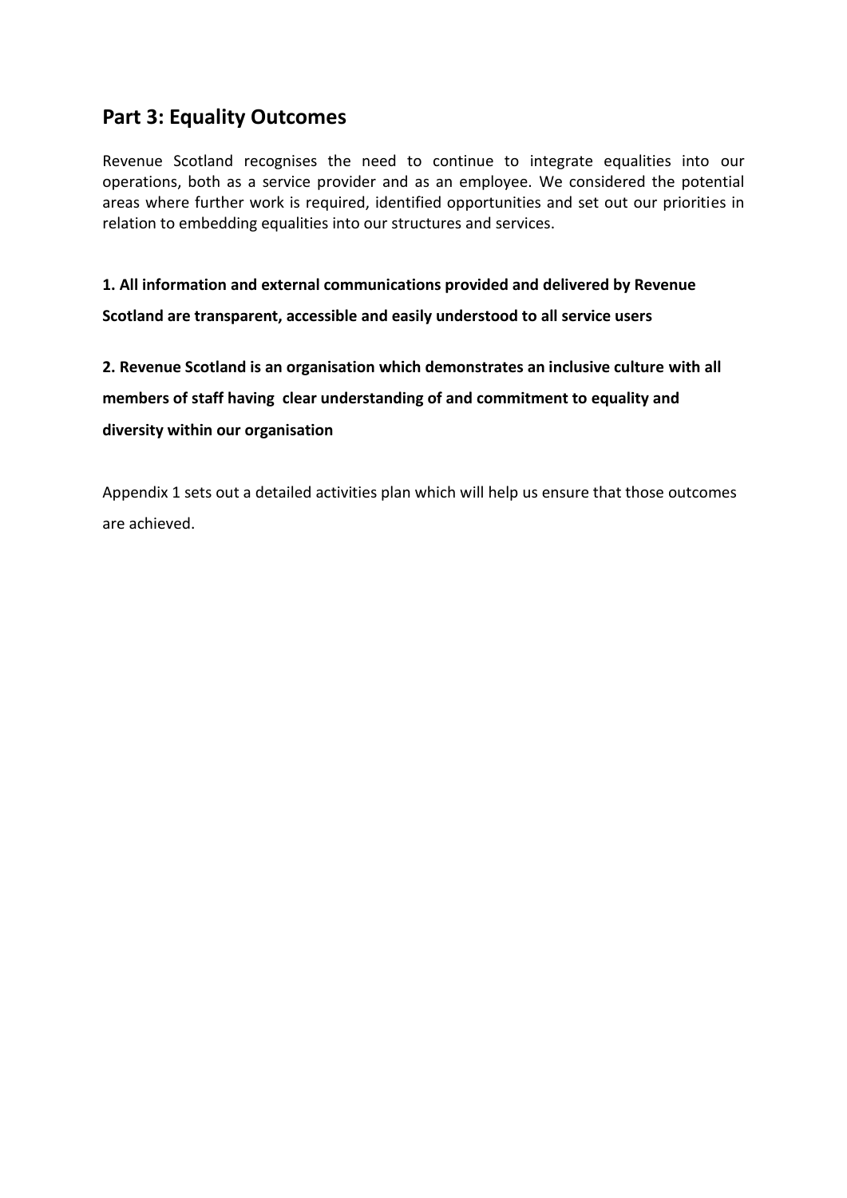## Part 3: Equality Outcomes

Revenue Scotland recognises the need to continue to integrate equalities into our operations, both as a service provider and as an employee. We considered the potential areas where further work is required, identified opportunities and set out our priorities in relation to embedding equalities into our structures and services.

**1. All information and external communications provided and delivered by Revenue Scotland are transparent, accessible and easily understood to all service users**

**2. Revenue Scotland is an organisation which demonstrates an inclusive culture with all members of staff having clear understanding of and commitment to equality and diversity within our organisation**

Appendix 1 sets out a detailed activities plan which will help us ensure that those outcomes are achieved.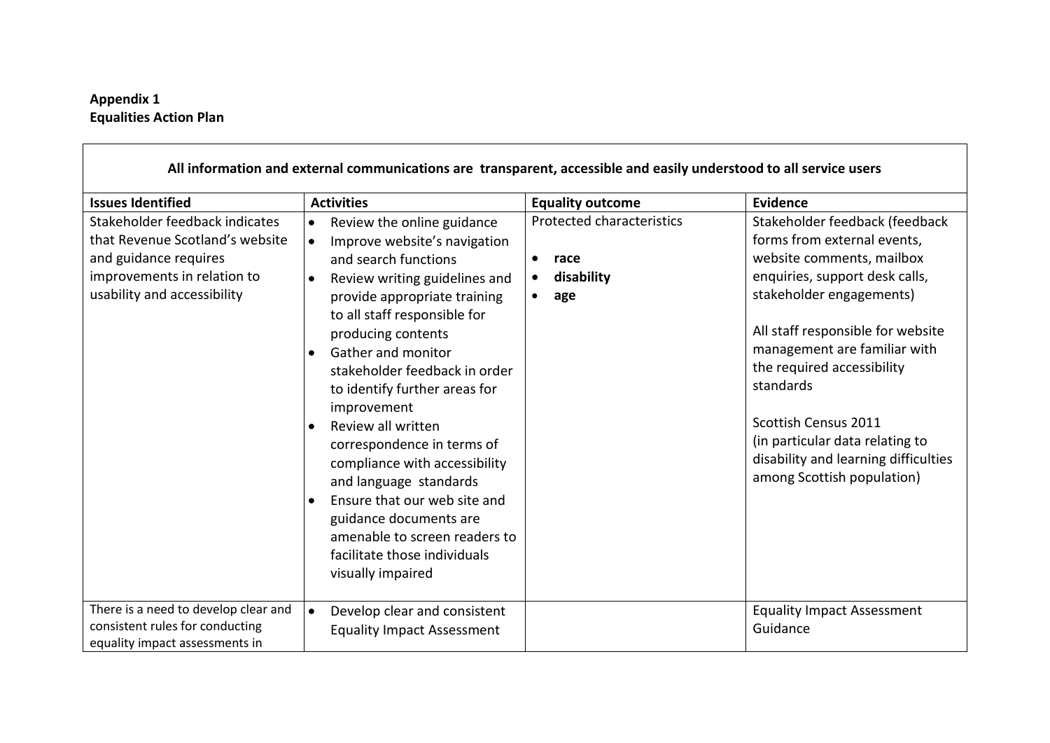**Appendix 1**
**Equalities Action Plan**

| All information and external communications are transparent, accessible and easily understood to all service users | | | |
|---|---|---|---|
| **Issues Identified** | **Activities** | **Equality outcome** | **Evidence** |
| Stakeholder feedback indicates that Revenue Scotland's website and guidance requires improvements in relation to usability and accessibility | • Review the online guidance<br>• Improve website's navigation and search functions<br>• Review writing guidelines and provide appropriate training to all staff responsible for producing contents<br>• Gather and monitor stakeholder feedback in order to identify further areas for improvement<br>• Review all written correspondence in terms of compliance with accessibility and language standards<br>• Ensure that our web site and guidance documents are amenable to screen readers to facilitate those individuals visually impaired | Protected characteristics<br><br>• **race**<br>• **disability**<br>• **age** | Stakeholder feedback (feedback forms from external events, website comments, mailbox enquiries, support desk calls, stakeholder engagements)<br><br>All staff responsible for website management are familiar with the required accessibility standards<br><br>Scottish Census 2011 (in particular data relating to disability and learning difficulties among Scottish population) |
| There is a need to develop clear and consistent rules for conducting equality impact assessments in | • Develop clear and consistent Equality Impact Assessment | | Equality Impact Assessment Guidance |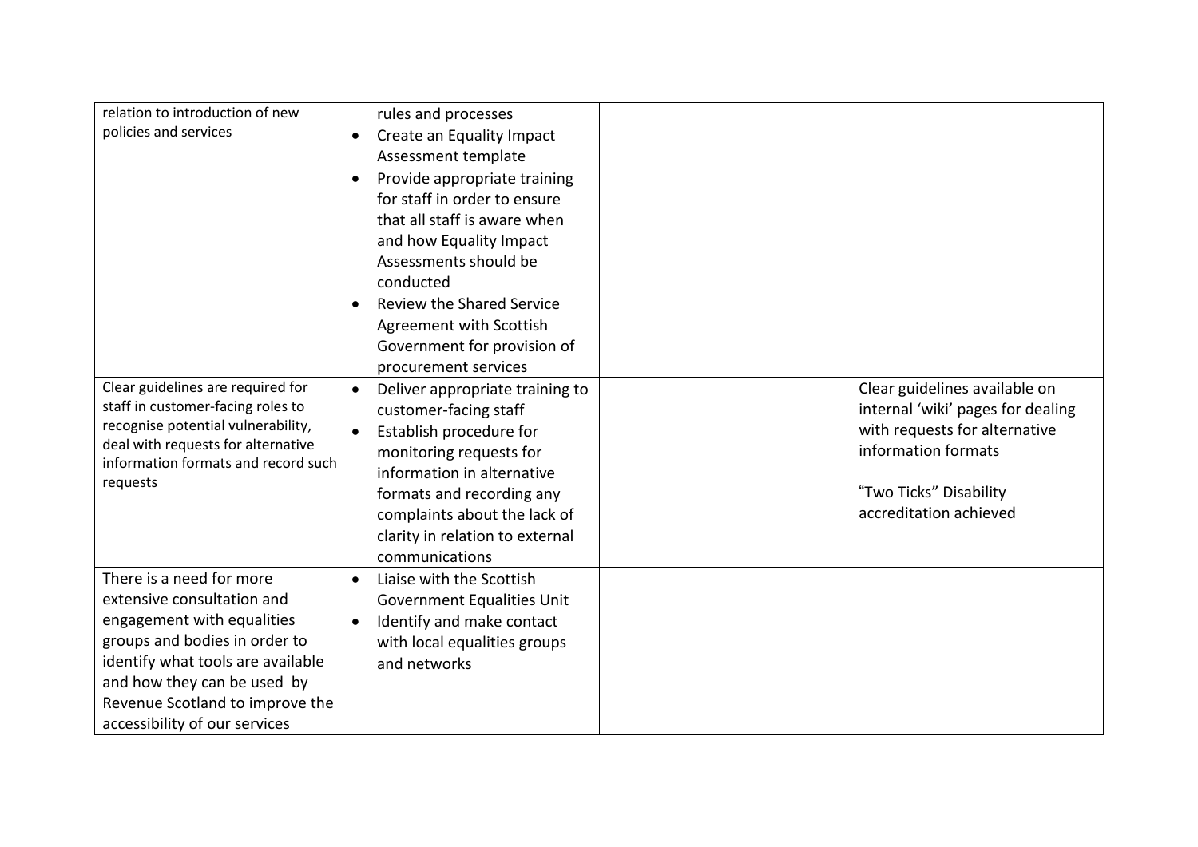| | | | |
|---|---|---|---|
| relation to introduction of new policies and services | rules and processes<br>• Create an Equality Impact Assessment template<br>• Provide appropriate training for staff in order to ensure that all staff is aware when and how Equality Impact Assessments should be conducted<br>• Review the Shared Service Agreement with Scottish Government for provision of procurement services | | |
| Clear guidelines are required for staff in customer-facing roles to recognise potential vulnerability, deal with requests for alternative information formats and record such requests | • Deliver appropriate training to customer-facing staff<br>• Establish procedure for monitoring requests for information in alternative formats and recording any complaints about the lack of clarity in relation to external communications | | Clear guidelines available on internal 'wiki' pages for dealing with requests for alternative information formats<br><br>"Two Ticks" Disability accreditation achieved |
| There is a need for more extensive consultation and engagement with equalities groups and bodies in order to identify what tools are available and how they can be used by Revenue Scotland to improve the accessibility of our services | • Liaise with the Scottish Government Equalities Unit<br>• Identify and make contact with local equalities groups and networks | | |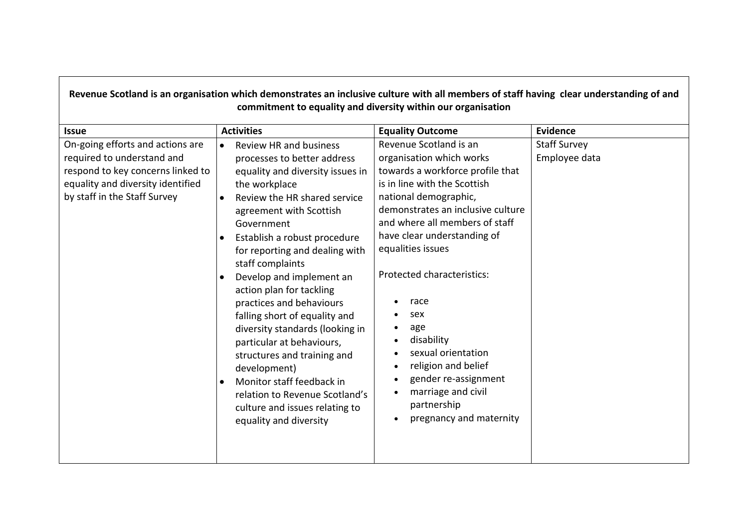| **Revenue Scotland is an organisation which demonstrates an inclusive culture with all members of staff having clear understanding of and commitment to equality and diversity within our organisation** | | | |
|---|---|---|---|
| **Issue** | **Activities** | **Equality Outcome** | **Evidence** |
| On-going efforts and actions are required to understand and respond to key concerns linked to equality and diversity identified by staff in the Staff Survey | • Review HR and business processes to better address equality and diversity issues in the workplace<br>• Review the HR shared service agreement with Scottish Government<br>• Establish a robust procedure for reporting and dealing with staff complaints<br>• Develop and implement an action plan for tackling practices and behaviours falling short of equality and diversity standards (looking in particular at behaviours, structures and training and development)<br>• Monitor staff feedback in relation to Revenue Scotland's culture and issues relating to equality and diversity | Revenue Scotland is an organisation which works towards a workforce profile that is in line with the Scottish national demographic, demonstrates an inclusive culture and where all members of staff have clear understanding of equalities issues<br><br>Protected characteristics:<br>• race<br>• sex<br>• age<br>• disability<br>• sexual orientation<br>• religion and belief<br>• gender re-assignment<br>• marriage and civil partnership<br>• pregnancy and maternity | Staff Survey<br>Employee data |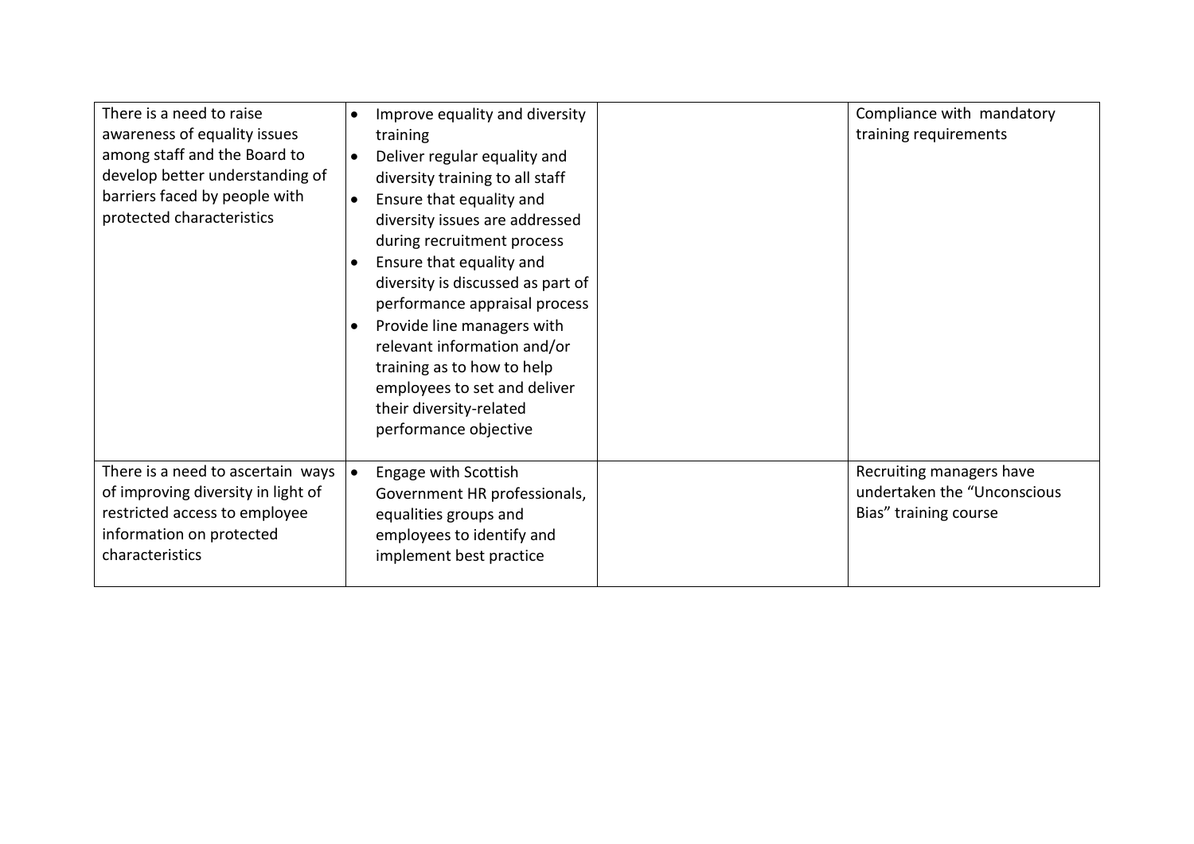| | | | |
|---|---|---|---|
| There is a need to raise awareness of equality issues among staff and the Board to develop better understanding of barriers faced by people with protected characteristics | • Improve equality and diversity training<br>• Deliver regular equality and diversity training to all staff<br>• Ensure that equality and diversity issues are addressed during recruitment process<br>• Ensure that equality and diversity is discussed as part of performance appraisal process<br>• Provide line managers with relevant information and/or training as to how to help employees to set and deliver their diversity-related performance objective | | Compliance with mandatory training requirements |
| There is a need to ascertain ways of improving diversity in light of restricted access to employee information on protected characteristics | • Engage with Scottish Government HR professionals, equalities groups and employees to identify and implement best practice | | Recruiting managers have undertaken the "Unconscious Bias" training course |